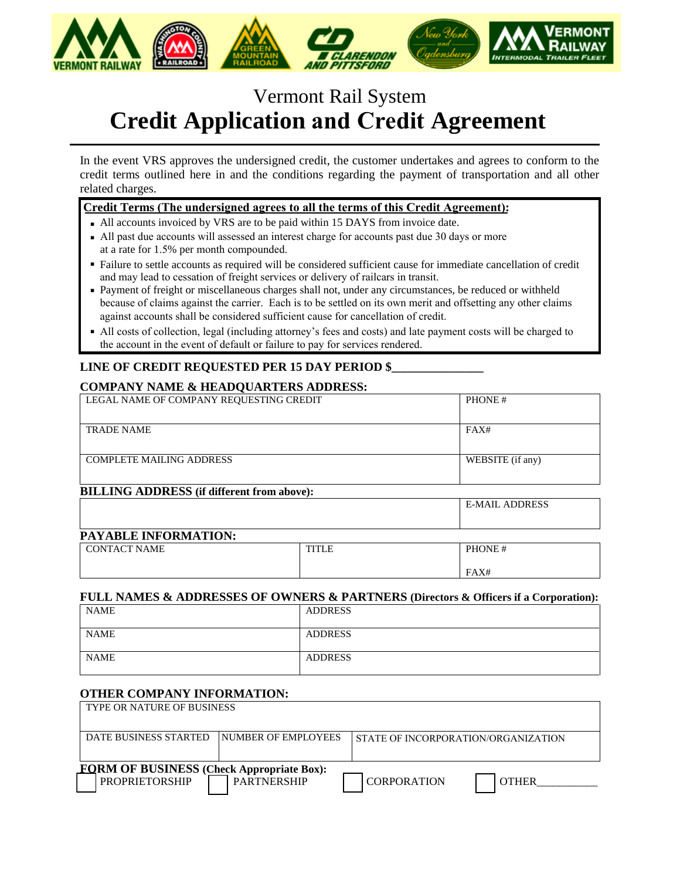# Vermont Rail System

# Credit Application and Credit Agreement

In the event VRS approves the undersigned credit, the customer undertakes and agrees to conform to the credit terms outlined here in and the conditions regarding the payment of transportation and all other related charges.

**Credit Terms (The undersigned agrees to all the terms of this Credit Agreement):**

- All accounts invoiced by VRS are to be paid within 15 DAYS from invoice date.
- All past due accounts will assessed an interest charge for accounts past due 30 days or more at a rate for 1.5% per month compounded.
- Failure to settle accounts as required will be considered sufficient cause for immediate cancellation of credit and may lead to cessation of freight services or delivery of railcars in transit.
- Payment of freight or miscellaneous charges shall not, under any circumstances, be reduced or withheld because of claims against the carrier. Each is to be settled on its own merit and offsetting any other claims against accounts shall be considered sufficient cause for cancellation of credit.
- All costs of collection, legal (including attorney's fees and costs) and late payment costs will be charged to the account in the event of default or failure to pay for services rendered.

**LINE OF CREDIT REQUESTED PER 15 DAY PERIOD $_______________**

**COMPANY NAME & HEADQUARTERS ADDRESS:**

| LEGAL NAME OF COMPANY REQUESTING CREDIT | PHONE # |
|---|---|
| TRADE NAME | FAX# |
| COMPLETE MAILING ADDRESS | WEBSITE (if any) |

**BILLING ADDRESS (if different from above):**

| | E-MAIL ADDRESS |
|---|---|

**PAYABLE INFORMATION:**

| CONTACT NAME | TITLE | PHONE # <br> FAX# |
|---|---|---|

**FULL NAMES & ADDRESSES OF OWNERS & PARTNERS (Directors & Officers if a Corporation):**

| NAME | ADDRESS |
|---|---|
| NAME | ADDRESS |
| NAME | ADDRESS |

**OTHER COMPANY INFORMATION:**

| TYPE OR NATURE OF BUSINESS | | |
|---|---|---|
| DATE BUSINESS STARTED | NUMBER OF EMPLOYEES | STATE OF INCORPORATION/ORGANIZATION |

**FORM OF BUSINESS (Check Appropriate Box):**

☐ PROPRIETORSHIP ☐ PARTNERSHIP ☐ CORPORATION ☐ OTHER__________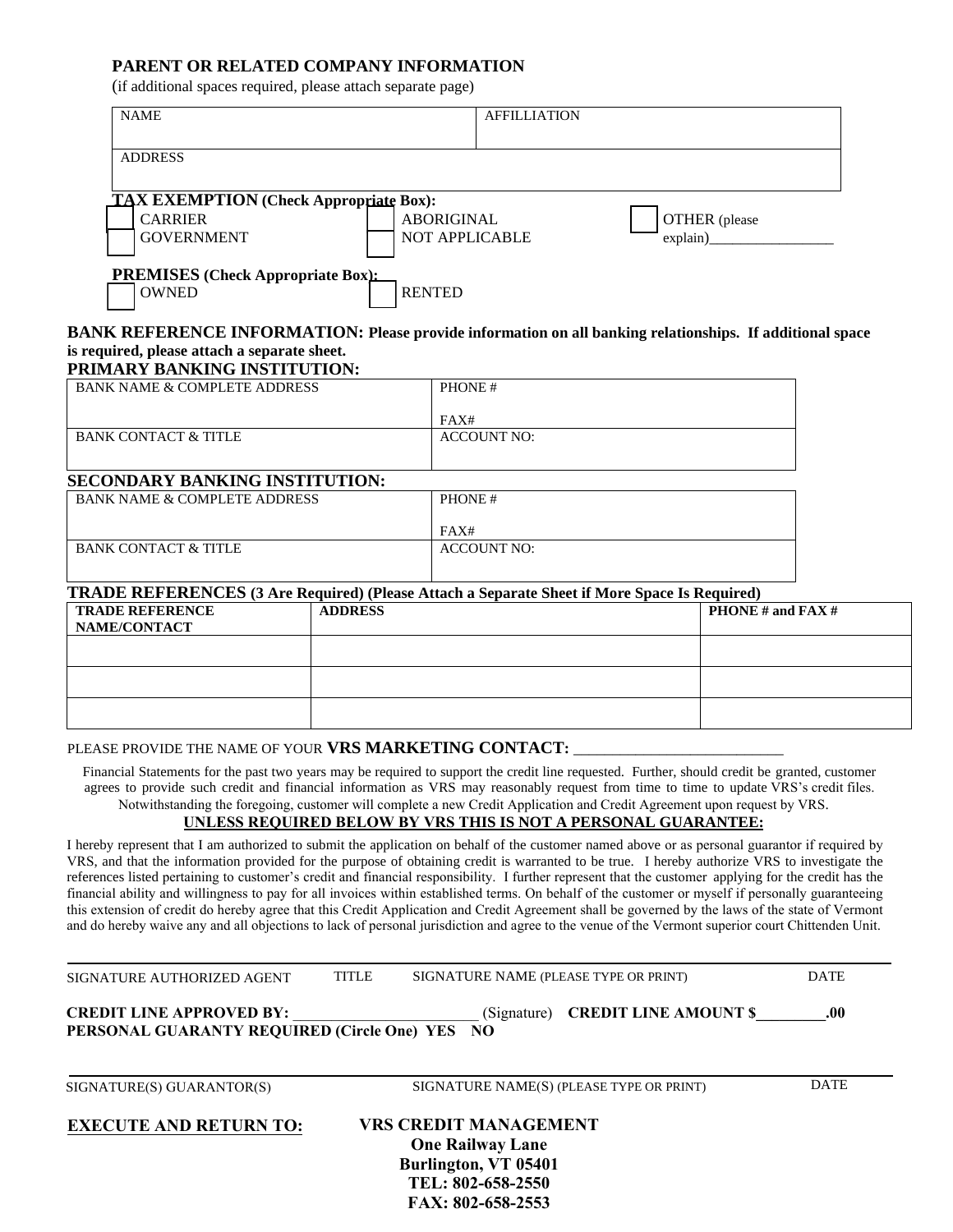## PARENT OR RELATED COMPANY INFORMATION

(if additional spaces required, please attach separate page)

| NAME | AFFILLIATION |
|---|---|
| ADDRESS | |

**TAX EXEMPTION (Check Appropriate Box):**

☐ CARRIER ☐ ABORIGINAL ☐ OTHER (please explain)_________________

☐ GOVERNMENT ☐ NOT APPLICABLE

**PREMISES (Check Appropriate Box):**

☐ OWNED ☐ RENTED

**BANK REFERENCE INFORMATION: Please provide information on all banking relationships. If additional space is required, please attach a separate sheet.**

**PRIMARY BANKING INSTITUTION:**

| BANK NAME & COMPLETE ADDRESS | PHONE #<br><br>FAX# |
|---|---|
| BANK CONTACT & TITLE | ACCOUNT NO: |

**SECONDARY BANKING INSTITUTION:**

| BANK NAME & COMPLETE ADDRESS | PHONE #<br><br>FAX# |
|---|---|
| BANK CONTACT & TITLE | ACCOUNT NO: |

**TRADE REFERENCES (3 Are Required) (Please Attach a Separate Sheet if More Space Is Required)**

| TRADE REFERENCE NAME/CONTACT | ADDRESS | PHONE # and FAX # |
|---|---|---|
| | | |
| | | |
| | | |

PLEASE PROVIDE THE NAME OF YOUR **VRS MARKETING CONTACT:** ___________________________

Financial Statements for the past two years may be required to support the credit line requested. Further, should credit be granted, customer agrees to provide such credit and financial information as VRS may reasonably request from time to time to update VRS's credit files. Notwithstanding the foregoing, customer will complete a new Credit Application and Credit Agreement upon request by VRS.

**UNLESS REQUIRED BELOW BY VRS THIS IS NOT A PERSONAL GUARANTEE:**

I hereby represent that I am authorized to submit the application on behalf of the customer named above or as personal guarantor if required by VRS, and that the information provided for the purpose of obtaining credit is warranted to be true. I hereby authorize VRS to investigate the references listed pertaining to customer's credit and financial responsibility. I further represent that the customer applying for the credit has the financial ability and willingness to pay for all invoices within established terms. On behalf of the customer or myself if personally guaranteeing this extension of credit do hereby agree that this Credit Application and Credit Agreement shall be governed by the laws of the state of Vermont and do hereby waive any and all objections to lack of personal jurisdiction and agree to the venue of the Vermont superior court Chittenden Unit.

SIGNATURE AUTHORIZED AGENT TITLE SIGNATURE NAME (PLEASE TYPE OR PRINT) DATE

**CREDIT LINE APPROVED BY:** ________________________ (Signature) **CREDIT LINE AMOUNT $_________.00**

**PERSONAL GUARANTY REQUIRED (Circle One) YES NO**

SIGNATURE(S) GUARANTOR(S) SIGNATURE NAME(S) (PLEASE TYPE OR PRINT) DATE

**EXECUTE AND RETURN TO:**

**VRS CREDIT MANAGEMENT**
**One Railway Lane**
**Burlington, VT 05401**
**TEL: 802-658-2550**
**FAX: 802-658-2553**